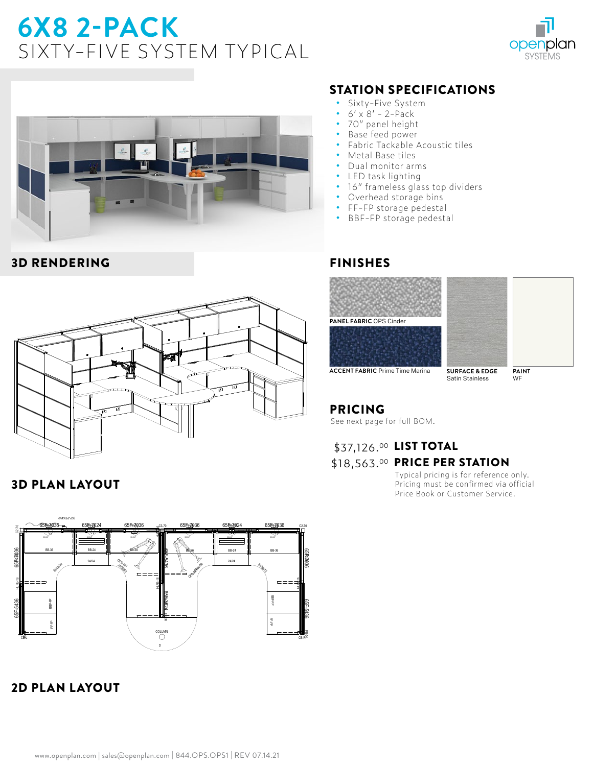# 6X8 2-PACK

## SIXTY-FIVE SYSTEM TYPICAL

openplan SYSTEMS

### 3D RENDERING

### 3D PLAN LAYOUT

### 2D PLAN LAYOUT

## STATION SPECIFICATIONS

- Sixty-Five System
- 6' x 8' - 2-Pack
- 70" panel height
- Base feed power
- Fabric Tackable Acoustic tiles
- Metal Base tiles
- Dual monitor arms
- LED task lighting
- 16" frameless glass top dividers
- Overhead storage bins
- FF-FP storage pedestal
- BBF-FP storage pedestal

## FINISHES

**PANEL FABRIC** OPS Cinder

**ACCENT FABRIC** Prime Time Marina

**SURFACE & EDGE** Satin Stainless

**PAINT** WF

## PRICING

See next page for full BOM.

$37,126.00 **LIST TOTAL**

$18,563.00 **PRICE PER STATION**

Typical pricing is for reference only. Pricing must be confirmed via official Price Book or Customer Service.

www.openplan.com | sales@openplan.com | 844.OPS.OPS1 | REV 07.14.21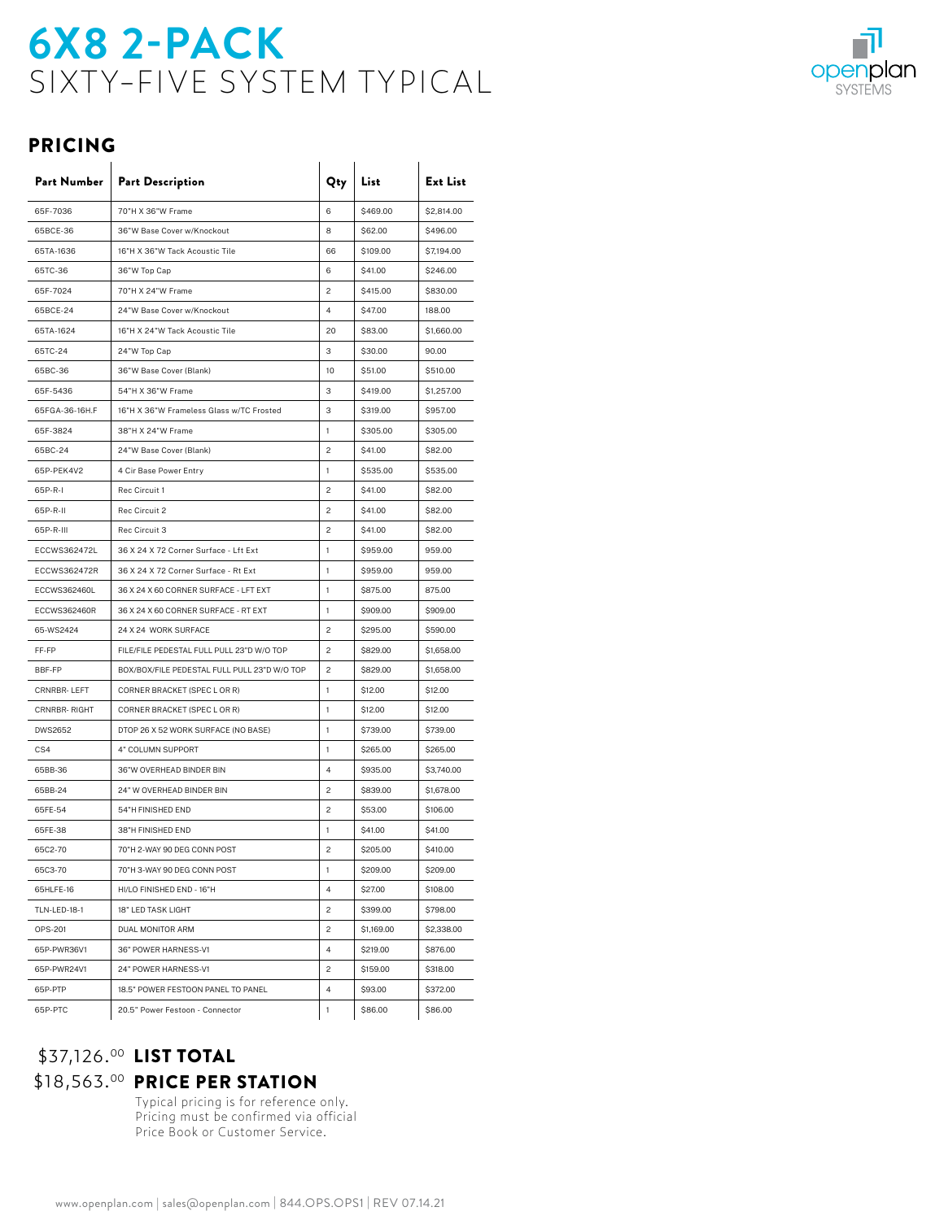# 6X8 2-PACK
SIXTY-FIVE SYSTEM TYPICAL

openplan SYSTEMS

## PRICING

| Part Number | Part Description | Qty | List | Ext List |
|---|---|---|---|---|
| 65F-7036 | 70"H X 36"W Frame | 6 | $469.00 | $2,814.00 |
| 65BCE-36 | 36"W Base Cover w/Knockout | 8 | $62.00 | $496.00 |
| 65TA-1636 | 16"H X 36"W Tack Acoustic Tile | 66 | $109.00 | $7,194.00 |
| 65TC-36 | 36"W Top Cap | 6 | $41.00 | $246.00 |
| 65F-7024 | 70"H X 24"W Frame | 2 | $415.00 | $830.00 |
| 65BCE-24 | 24"W Base Cover w/Knockout | 4 | $47.00 | 188.00 |
| 65TA-1624 | 16"H X 24"W Tack Acoustic Tile | 20 | $83.00 | $1,660.00 |
| 65TC-24 | 24"W Top Cap | 3 | $30.00 | 90.00 |
| 65BC-36 | 36"W Base Cover (Blank) | 10 | $51.00 | $510.00 |
| 65F-5436 | 54"H X 36"W Frame | 3 | $419.00 | $1,257.00 |
| 65FGA-36-16H.F | 16"H X 36"W Frameless Glass w/TC Frosted | 3 | $319.00 | $957.00 |
| 65F-3824 | 38"H X 24"W Frame | 1 | $305.00 | $305.00 |
| 65BC-24 | 24"W Base Cover (Blank) | 2 | $41.00 | $82.00 |
| 65P-PEK4V2 | 4 Cir Base Power Entry | 1 | $535.00 | $535.00 |
| 65P-R-I | Rec Circuit 1 | 2 | $41.00 | $82.00 |
| 65P-R-II | Rec Circuit 2 | 2 | $41.00 | $82.00 |
| 65P-R-III | Rec Circuit 3 | 2 | $41.00 | $82.00 |
| ECCWS362472L | 36 X 24 X 72 Corner Surface - Lft Ext | 1 | $959.00 | 959.00 |
| ECCWS362472R | 36 X 24 X 72 Corner Surface - Rt Ext | 1 | $959.00 | 959.00 |
| ECCWS362460L | 36 X 24 X 60 CORNER SURFACE - LFT EXT | 1 | $875.00 | 875.00 |
| ECCWS362460R | 36 X 24 X 60 CORNER SURFACE - RT EXT | 1 | $909.00 | $909.00 |
| 65-WS2424 | 24 X 24 WORK SURFACE | 2 | $295.00 | $590.00 |
| FF-FP | FILE/FILE PEDESTAL FULL PULL 23"D W/O TOP | 2 | $829.00 | $1,658.00 |
| BBF-FP | BOX/BOX/FILE PEDESTAL FULL PULL 23"D W/O TOP | 2 | $829.00 | $1,658.00 |
| CRNRBR- LEFT | CORNER BRACKET (SPEC L OR R) | 1 | $12.00 | $12.00 |
| CRNRBR- RIGHT | CORNER BRACKET (SPEC L OR R) | 1 | $12.00 | $12.00 |
| DWS2652 | DTOP 26 X 52 WORK SURFACE (NO BASE) | 1 | $739.00 | $739.00 |
| CS4 | 4" COLUMN SUPPORT | 1 | $265.00 | $265.00 |
| 65BB-36 | 36"W OVERHEAD BINDER BIN | 4 | $935.00 | $3,740.00 |
| 65BB-24 | 24" W OVERHEAD BINDER BIN | 2 | $839.00 | $1,678.00 |
| 65FE-54 | 54"H FINISHED END | 2 | $53.00 | $106.00 |
| 65FE-38 | 38"H FINISHED END | 1 | $41.00 | $41.00 |
| 65C2-70 | 70"H 2-WAY 90 DEG CONN POST | 2 | $205.00 | $410.00 |
| 65C3-70 | 70"H 3-WAY 90 DEG CONN POST | 1 | $209.00 | $209.00 |
| 65HLFE-16 | HI/LO FINISHED END - 16"H | 4 | $27.00 | $108.00 |
| TLN-LED-18-1 | 18" LED TASK LIGHT | 2 | $399.00 | $798.00 |
| OPS-201 | DUAL MONITOR ARM | 2 | $1,169.00 | $2,338.00 |
| 65P-PWR36V1 | 36" POWER HARNESS-V1 | 4 | $219.00 | $876.00 |
| 65P-PWR24V1 | 24" POWER HARNESS-V1 | 2 | $159.00 | $318.00 |
| 65P-PTP | 18.5" POWER FESTOON PANEL TO PANEL | 4 | $93.00 | $372.00 |
| 65P-PTC | 20.5" Power Festoon - Connector | 1 | $86.00 | $86.00 |

$37,126.00 **LIST TOTAL**

$18,563.00 **PRICE PER STATION**

Typical pricing is for reference only.
Pricing must be confirmed via official
Price Book or Customer Service.

www.openplan.com | sales@openplan.com | 844.OPS.OPS1 | REV 07.14.21